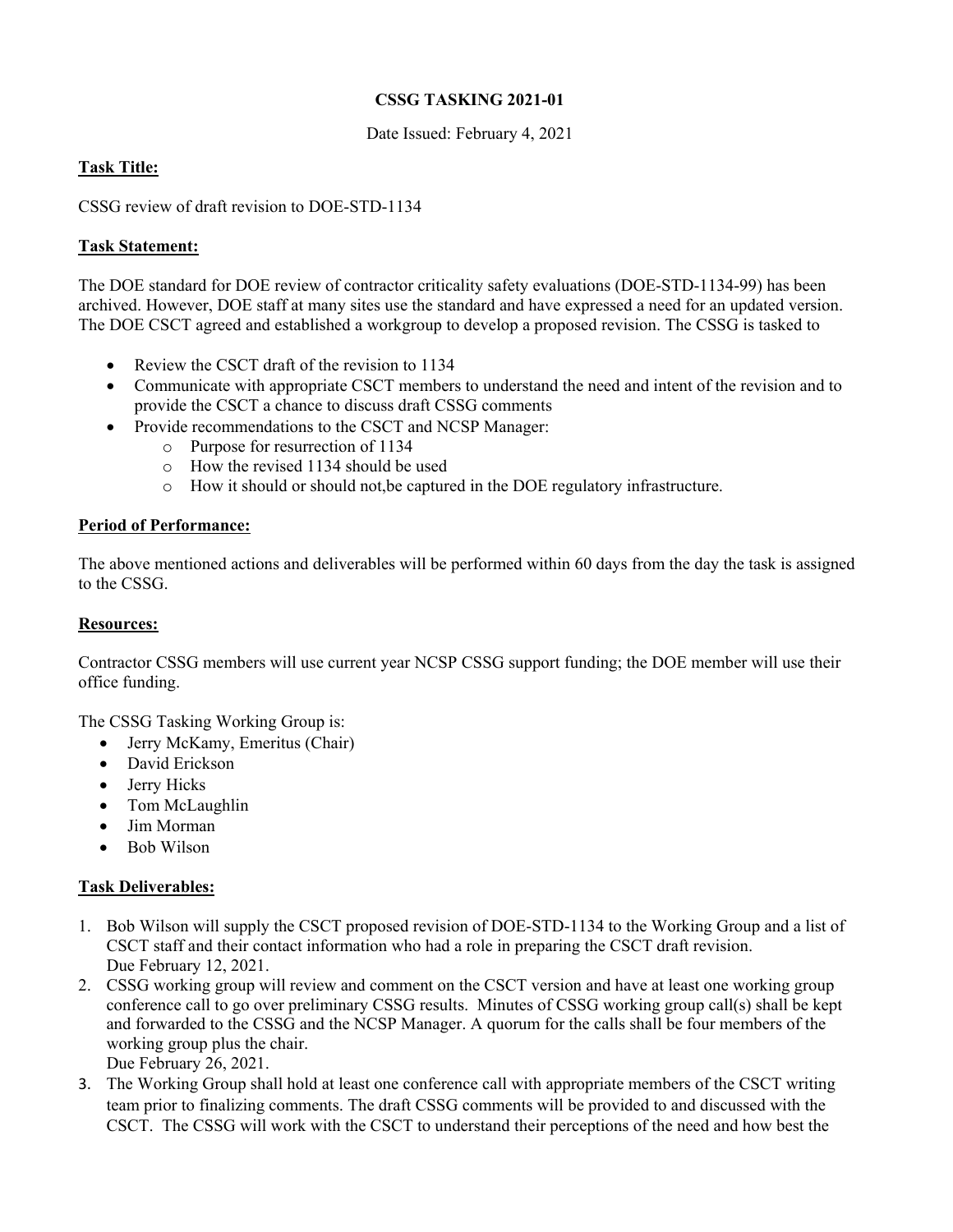**CSSG TASKING 2021-01**

Date Issued: February 4, 2021

**Task Title:**

CSSG review of draft revision to DOE-STD-1134

**Task Statement:**

The DOE standard for DOE review of contractor criticality safety evaluations (DOE-STD-1134-99) has been archived. However, DOE staff at many sites use the standard and have expressed a need for an updated version. The DOE CSCT agreed and established a workgroup to develop a proposed revision. The CSSG is tasked to

- Review the CSCT draft of the revision to 1134
- Communicate with appropriate CSCT members to understand the need and intent of the revision and to provide the CSCT a chance to discuss draft CSSG comments
- Provide recommendations to the CSCT and NCSP Manager:
  - Purpose for resurrection of 1134
  - How the revised 1134 should be used
  - How it should or should not,be captured in the DOE regulatory infrastructure.

**Period of Performance:**

The above mentioned actions and deliverables will be performed within 60 days from the day the task is assigned to the CSSG.

**Resources:**

Contractor CSSG members will use current year NCSP CSSG support funding; the DOE member will use their office funding.

The CSSG Tasking Working Group is:

- Jerry McKamy, Emeritus (Chair)
- David Erickson
- Jerry Hicks
- Tom McLaughlin
- Jim Morman
- Bob Wilson

**Task Deliverables:**

1. Bob Wilson will supply the CSCT proposed revision of DOE-STD-1134 to the Working Group and a list of CSCT staff and their contact information who had a role in preparing the CSCT draft revision.
   Due February 12, 2021.
2. CSSG working group will review and comment on the CSCT version and have at least one working group conference call to go over preliminary CSSG results. Minutes of CSSG working group call(s) shall be kept and forwarded to the CSSG and the NCSP Manager. A quorum for the calls shall be four members of the working group plus the chair.
   Due February 26, 2021.
3. The Working Group shall hold at least one conference call with appropriate members of the CSCT writing team prior to finalizing comments. The draft CSSG comments will be provided to and discussed with the CSCT. The CSSG will work with the CSCT to understand their perceptions of the need and how best the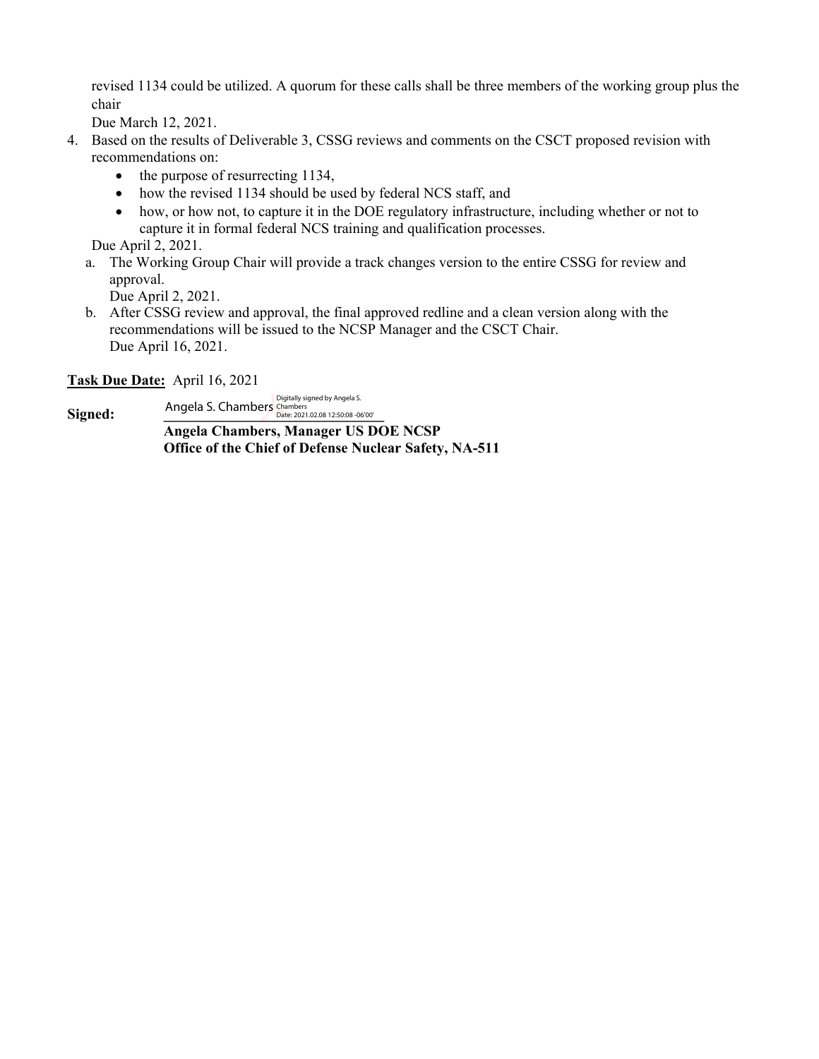revised 1134 could be utilized. A quorum for these calls shall be three members of the working group plus the chair

Due March 12, 2021.

4. Based on the results of Deliverable 3, CSSG reviews and comments on the CSCT proposed revision with recommendations on:
   - the purpose of resurrecting 1134,
   - how the revised 1134 should be used by federal NCS staff, and
   - how, or how not, to capture it in the DOE regulatory infrastructure, including whether or not to capture it in formal federal NCS training and qualification processes.

   Due April 2, 2021.

   a. The Working Group Chair will provide a track changes version to the entire CSSG for review and approval.
      Due April 2, 2021.
   b. After CSSG review and approval, the final approved redline and a clean version along with the recommendations will be issued to the NCSP Manager and the CSCT Chair.
      Due April 16, 2021.

**Task Due Date:** April 16, 2021

**Signed:** Angela S. Chambers Digitally signed by Angela S. Chambers Date: 2021.02.08 12:50:08 -06'00'

**Angela Chambers, Manager US DOE NCSP**
**Office of the Chief of Defense Nuclear Safety, NA-511**